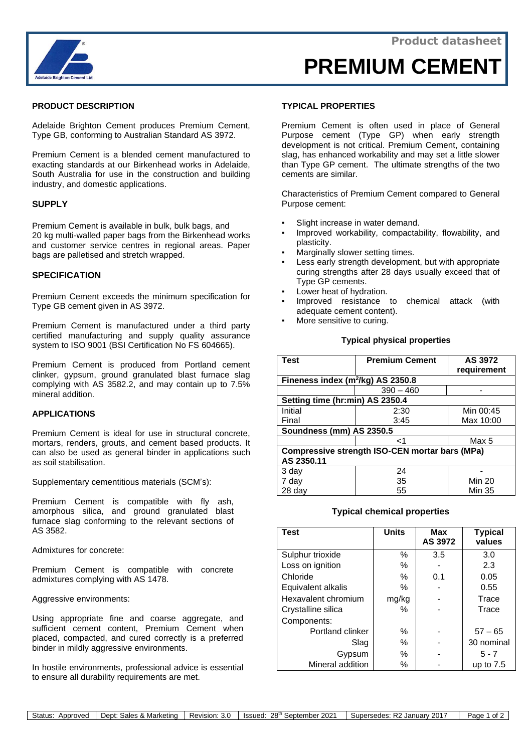Product datasheet

# PREMIUM CEMENT

## PRODUCT DESCRIPTION

Adelaide Brighton Cement produces Premium Cement, Type GB, conforming to Australian Standard AS 3972.

Premium Cement is a blended cement manufactured to exacting standards at our Birkenhead works in Adelaide, South Australia for use in the construction and building industry, and domestic applications.

## SUPPLY

Premium Cement is available in bulk, bulk bags, and 20 kg multi-walled paper bags from the Birkenhead works and customer service centres in regional areas. Paper bags are palletised and stretch wrapped.

## SPECIFICATION

Premium Cement exceeds the minimum specification for Type GB cement given in AS 3972.

Premium Cement is manufactured under a third party certified manufacturing and supply quality assurance system to ISO 9001 (BSI Certification No FS 604665).

Premium Cement is produced from Portland cement clinker, gypsum, ground granulated blast furnace slag complying with AS 3582.2, and may contain up to 7.5% mineral addition.

## APPLICATIONS

Premium Cement is ideal for use in structural concrete, mortars, renders, grouts, and cement based products. It can also be used as general binder in applications such as soil stabilisation.

Supplementary cementitious materials (SCM's):

Premium Cement is compatible with fly ash, amorphous silica, and ground granulated blast furnace slag conforming to the relevant sections of AS 3582.

Admixtures for concrete:

Premium Cement is compatible with concrete admixtures complying with AS 1478.

Aggressive environments:

Using appropriate fine and coarse aggregate, and sufficient cement content, Premium Cement when placed, compacted, and cured correctly is a preferred binder in mildly aggressive environments.

In hostile environments, professional advice is essential to ensure all durability requirements are met.

## TYPICAL PROPERTIES

Premium Cement is often used in place of General Purpose cement (Type GP) when early strength development is not critical. Premium Cement, containing slag, has enhanced workability and may set a little slower than Type GP cement. The ultimate strengths of the two cements are similar.

Characteristics of Premium Cement compared to General Purpose cement:

- Slight increase in water demand.
- Improved workability, compactability, flowability, and plasticity.
- Marginally slower setting times.
- Less early strength development, but with appropriate curing strengths after 28 days usually exceed that of Type GP cements.
- Lower heat of hydration.
- Improved resistance to chemical attack (with adequate cement content).
- More sensitive to curing.

**Typical physical properties**

| Test | Premium Cement | AS 3972 requirement |
|---|---|---|
| **Fineness index ($m^2$/kg) AS 2350.8** | | |
| | 390 – 460 | - |
| **Setting time (hr:min) AS 2350.4** | | |
| Initial | 2:30 | Min 00:45 |
| Final | 3:45 | Max 10:00 |
| **Soundness (mm) AS 2350.5** | | |
| | <1 | Max 5 |
| **Compressive strength ISO-CEN mortar bars (MPa) AS 2350.11** | | |
| 3 day | 24 | - |
| 7 day | 35 | Min 20 |
| 28 day | 55 | Min 35 |

**Typical chemical properties**

| Test | Units | Max AS 3972 | Typical values |
|---|---|---|---|
| Sulphur trioxide | % | 3.5 | 3.0 |
| Loss on ignition | % | - | 2.3 |
| Chloride | % | 0.1 | 0.05 |
| Equivalent alkalis | % | - | 0.55 |
| Hexavalent chromium | mg/kg | - | Trace |
| Crystalline silica | % | - | Trace |
| Components: | | | |
| Portland clinker | % | - | 57 – 65 |
| Slag | % | - | 30 nominal |
| Gypsum | % | - | 5 - 7 |
| Mineral addition | % | - | up to 7.5 |

| Status: Approved | Dept: Sales & Marketing | Revision: 3.0 | Issued: 28th September 2021 | Supersedes: R2 January 2017 |
|---|---|---|---|---|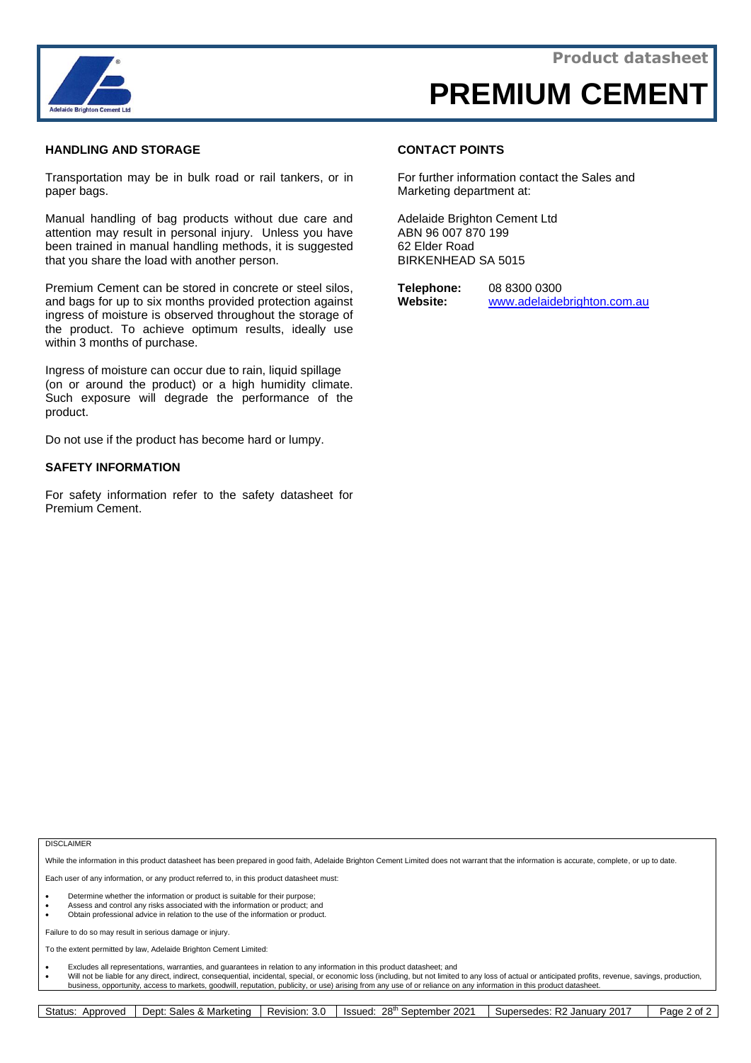## HANDLING AND STORAGE

Transportation may be in bulk road or rail tankers, or in paper bags.

Manual handling of bag products without due care and attention may result in personal injury. Unless you have been trained in manual handling methods, it is suggested that you share the load with another person.

Premium Cement can be stored in concrete or steel silos, and bags for up to six months provided protection against ingress of moisture is observed throughout the storage of the product. To achieve optimum results, ideally use within 3 months of purchase.

Ingress of moisture can occur due to rain, liquid spillage (on or around the product) or a high humidity climate. Such exposure will degrade the performance of the product.

Do not use if the product has become hard or lumpy.

## SAFETY INFORMATION

For safety information refer to the safety datasheet for Premium Cement.

## CONTACT POINTS

For further information contact the Sales and Marketing department at:

Adelaide Brighton Cement Ltd
ABN 96 007 870 199
62 Elder Road
BIRKENHEAD SA 5015

**Telephone:** 08 8300 0300
**Website:** www.adelaidebrighton.com.au

DISCLAIMER

While the information in this product datasheet has been prepared in good faith, Adelaide Brighton Cement Limited does not warrant that the information is accurate, complete, or up to date.

Each user of any information, or any product referred to, in this product datasheet must:

- Determine whether the information or product is suitable for their purpose;
- Assess and control any risks associated with the information or product; and
- Obtain professional advice in relation to the use of the information or product.

Failure to do so may result in serious damage or injury.

To the extent permitted by law, Adelaide Brighton Cement Limited:

- Excludes all representations, warranties, and guarantees in relation to any information in this product datasheet; and
- Will not be liable for any direct, indirect, consequential, incidental, special, or economic loss (including, but not limited to any loss of actual or anticipated profits, revenue, savings, production, business, opportunity, access to markets, goodwill, reputation, publicity, or use) arising from any use of or reliance on any information in this product datasheet.

| | | | | | |
|---|---|---|---|---|---|
| Status: Approved | Dept: Sales & Marketing | Revision: 3.0 | Issued: 28th September 2021 | Supersedes: R2 January 2017 | Page 2 of 2 |